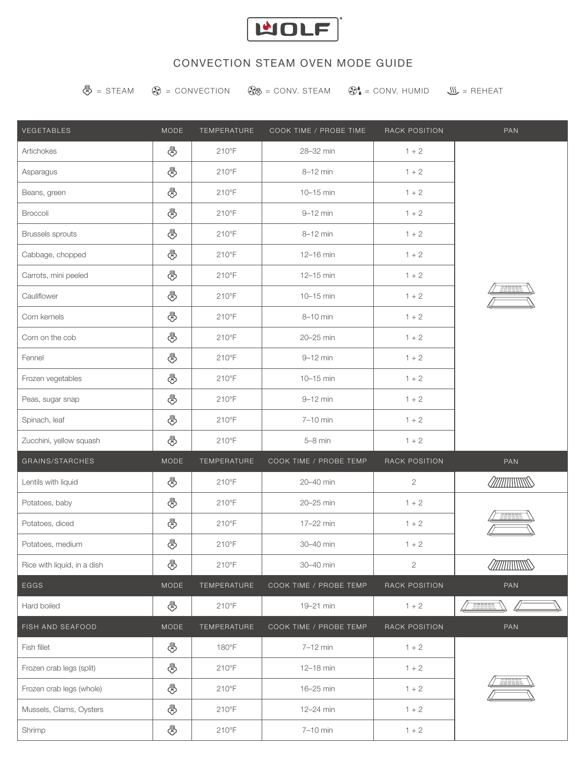WOLF

# CONVECTION STEAM OVEN MODE GUIDE

= STEAM = CONVECTION = CONV. STEAM = CONV. HUMID = REHEAT

| VEGETABLES | MODE | TEMPERATURE | COOK TIME / PROBE TIME | RACK POSITION | PAN |
|---|---|---|---|---|---|
| Artichokes | Steam | 210°F | 28–32 min | 1 + 2 | |
| Asparagus | Steam | 210°F | 8–12 min | 1 + 2 | |
| Beans, green | Steam | 210°F | 10–15 min | 1 + 2 | |
| Broccoli | Steam | 210°F | 9–12 min | 1 + 2 | |
| Brussels sprouts | Steam | 210°F | 8–12 min | 1 + 2 | |
| Cabbage, chopped | Steam | 210°F | 12–16 min | 1 + 2 | |
| Carrots, mini peeled | Steam | 210°F | 12–15 min | 1 + 2 | |
| Cauliflower | Steam | 210°F | 10–15 min | 1 + 2 | |
| Corn kernels | Steam | 210°F | 8–10 min | 1 + 2 | |
| Corn on the cob | Steam | 210°F | 20–25 min | 1 + 2 | |
| Fennel | Steam | 210°F | 9–12 min | 1 + 2 | |
| Frozen vegetables | Steam | 210°F | 10–15 min | 1 + 2 | |
| Peas, sugar snap | Steam | 210°F | 9–12 min | 1 + 2 | |
| Spinach, leaf | Steam | 210°F | 7–10 min | 1 + 2 | |
| Zucchini, yellow squash | Steam | 210°F | 5–8 min | 1 + 2 | |
| **GRAINS/STARCHES** | **MODE** | **TEMPERATURE** | **COOK TIME / PROBE TEMP** | **RACK POSITION** | **PAN** |
| Lentils with liquid | Steam | 210°F | 20–40 min | 2 | |
| Potatoes, baby | Steam | 210°F | 20–25 min | 1 + 2 | |
| Potatoes, diced | Steam | 210°F | 17–22 min | 1 + 2 | |
| Potatoes, medium | Steam | 210°F | 30–40 min | 1 + 2 | |
| Rice with liquid, in a dish | Steam | 210°F | 30–40 min | 2 | |
| **EGGS** | **MODE** | **TEMPERATURE** | **COOK TIME / PROBE TEMP** | **RACK POSITION** | **PAN** |
| Hard boiled | Steam | 210°F | 19–21 min | 1 + 2 | |
| **FISH AND SEAFOOD** | **MODE** | **TEMPERATURE** | **COOK TIME / PROBE TEMP** | **RACK POSITION** | **PAN** |
| Fish fillet | Steam | 180°F | 7–12 min | 1 + 2 | |
| Frozen crab legs (split) | Steam | 210°F | 12–18 min | 1 + 2 | |
| Frozen crab legs (whole) | Steam | 210°F | 16–25 min | 1 + 2 | |
| Mussels, Clams, Oysters | Steam | 210°F | 12–24 min | 1 + 2 | |
| Shrimp | Steam | 210°F | 7–10 min | 1 + 2 | |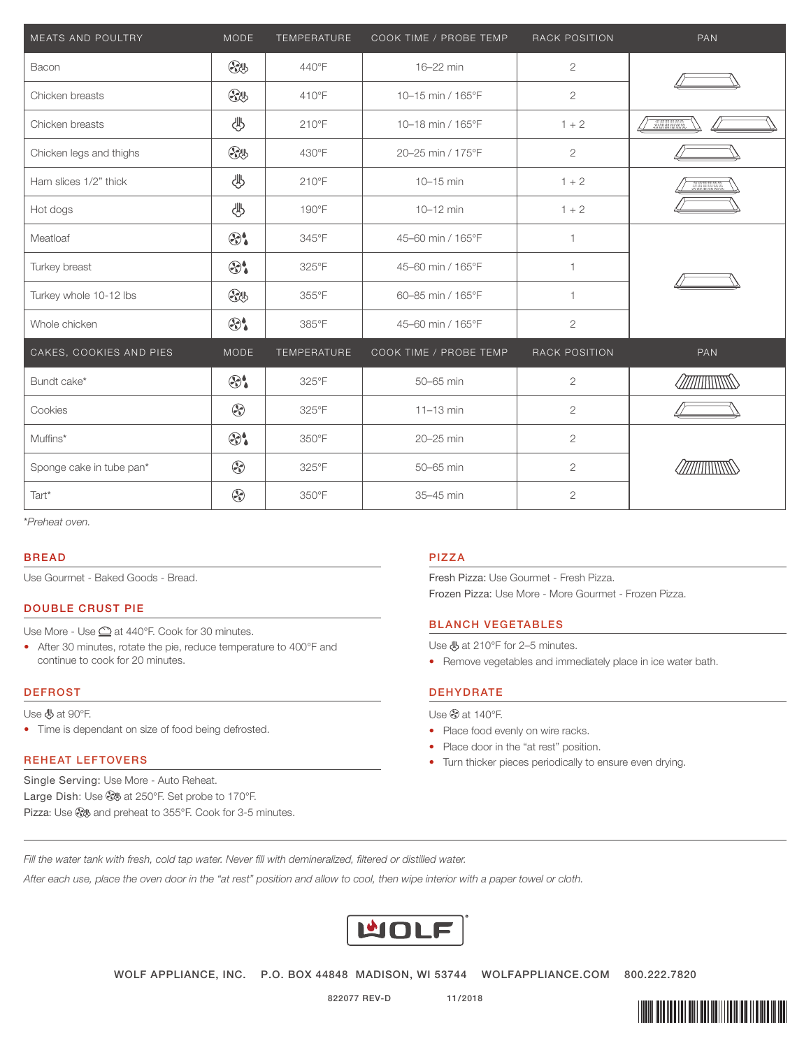| MEATS AND POULTRY | MODE | TEMPERATURE | COOK TIME / PROBE TEMP | RACK POSITION | PAN |
|---|---|---|---|---|---|
| Bacon | | 440°F | 16–22 min | 2 | |
| Chicken breasts | | 410°F | 10–15 min / 165°F | 2 | |
| Chicken breasts | | 210°F | 10–18 min / 165°F | 1 + 2 | |
| Chicken legs and thighs | | 430°F | 20–25 min / 175°F | 2 | |
| Ham slices 1/2" thick | | 210°F | 10–15 min | 1 + 2 | |
| Hot dogs | | 190°F | 10–12 min | 1 + 2 | |
| Meatloaf | | 345°F | 45–60 min / 165°F | 1 | |
| Turkey breast | | 325°F | 45–60 min / 165°F | 1 | |
| Turkey whole 10-12 lbs | | 355°F | 60–85 min / 165°F | 1 | |
| Whole chicken | | 385°F | 45–60 min / 165°F | 2 | |
| **CAKES, COOKIES AND PIES** | **MODE** | **TEMPERATURE** | **COOK TIME / PROBE TEMP** | **RACK POSITION** | **PAN** |
| Bundt cake* | | 325°F | 50–65 min | 2 | |
| Cookies | | 325°F | 11–13 min | 2 | |
| Muffins* | | 350°F | 20–25 min | 2 | |
| Sponge cake in tube pan* | | 325°F | 50–65 min | 2 | |
| Tart* | | 350°F | 35–45 min | 2 | |

*\*Preheat oven.*

## BREAD

Use Gourmet - Baked Goods - Bread.

## DOUBLE CRUST PIE

Use More - Use at 440°F. Cook for 30 minutes.

- After 30 minutes, rotate the pie, reduce temperature to 400°F and continue to cook for 20 minutes.

## DEFROST

Use at 90°F.

- Time is dependant on size of food being defrosted.

## REHEAT LEFTOVERS

Single Serving: Use More - Auto Reheat.
Large Dish: Use at 250°F. Set probe to 170°F.
Pizza: Use and preheat to 355°F. Cook for 3-5 minutes.

## PIZZA

Fresh Pizza: Use Gourmet - Fresh Pizza.
Frozen Pizza: Use More - More Gourmet - Frozen Pizza.

## BLANCH VEGETABLES

Use at 210°F for 2–5 minutes.

- Remove vegetables and immediately place in ice water bath.

## DEHYDRATE

Use at 140°F.

- Place food evenly on wire racks.
- Place door in the "at rest" position.
- Turn thicker pieces periodically to ensure even drying.

*Fill the water tank with fresh, cold tap water. Never fill with demineralized, filtered or distilled water.*

*After each use, place the oven door in the "at rest" position and allow to cool, then wipe interior with a paper towel or cloth.*

WOLF

WOLF APPLIANCE, INC. P.O. BOX 44848 MADISON, WI 53744 WOLFAPPLIANCE.COM 800.222.7820

822077 REV-D 11/2018